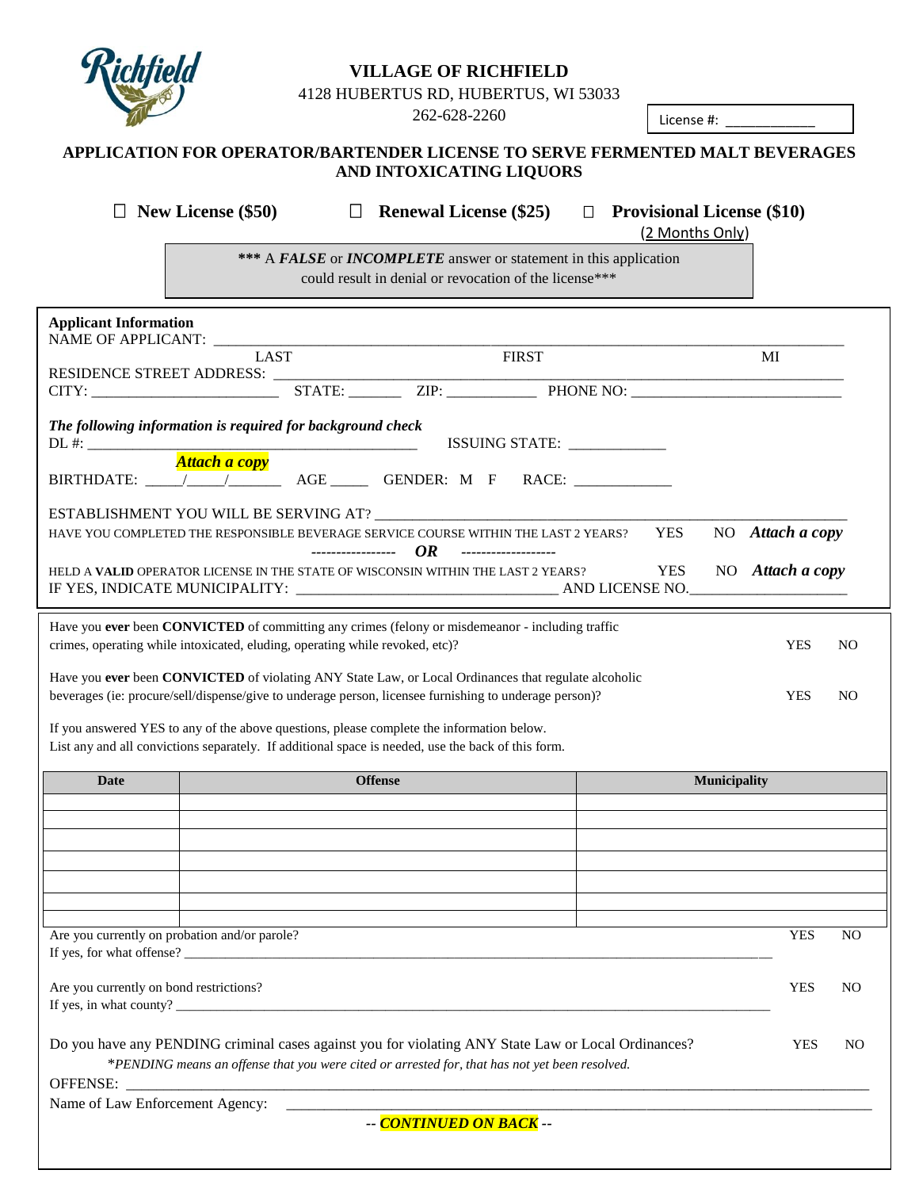Richfield

# VILLAGE OF RICHFIELD

4128 HUBERTUS RD, HUBERTUS, WI 53033

262-628-2260

License #: ___________

## APPLICATION FOR OPERATOR/BARTENDER LICENSE TO SERVE FERMENTED MALT BEVERAGES AND INTOXICATING LIQUORS

☐ **New License ($50)** ☐ **Renewal License ($25)** ☐ **Provisional License ($10)** (2 Months Only)

*** A ***FALSE*** or ***INCOMPLETE*** answer or statement in this application could result in denial or revocation of the license***

**Applicant Information**

NAME OF APPLICANT: ________________________________________________

LAST FIRST MI

RESIDENCE STREET ADDRESS: ________________________________________________

CITY: ________________________ STATE: _______ ZIP: ____________ PHONE NO: ____________________________

***The following information is required for background check***

DL #: ____________________________________________ ISSUING STATE: _____________

***Attach a copy***

BIRTHDATE: _____/_____/_______ AGE _____ GENDER: M F RACE: _____________

ESTABLISHMENT YOU WILL BE SERVING AT? ________________________________________________

HAVE YOU COMPLETED THE RESPONSIBLE BEVERAGE SERVICE COURSE WITHIN THE LAST 2 YEARS? YES NO ***Attach a copy***

----------------- ***OR*** -------------------

HELD A **VALID** OPERATOR LICENSE IN THE STATE OF WISCONSIN WITHIN THE LAST 2 YEARS? YES NO ***Attach a copy***

IF YES, INDICATE MUNICIPALITY: __________________________________ AND LICENSE NO.____________________

Have you **ever** been **CONVICTED** of committing any crimes (felony or misdemeanor - including traffic crimes, operating while intoxicated, eluding, operating while revoked, etc)? YES NO

Have you **ever** been **CONVICTED** of violating ANY State Law, or Local Ordinances that regulate alcoholic beverages (ie: procure/sell/dispense/give to underage person, licensee furnishing to underage person)? YES NO

If you answered YES to any of the above questions, please complete the information below.
List any and all convictions separately. If additional space is needed, use the back of this form.

| Date | Offense | Municipality |
|---|---|---|
| | | |
| | | |
| | | |
| | | |
| | | |
| | | |
| | | |

Are you currently on probation and/or parole? YES NO

If yes, for what offense? ________________________________________________

Are you currently on bond restrictions? YES NO

If yes, in what county? ________________________________________________

Do you have any PENDING criminal cases against you for violating ANY State Law or Local Ordinances? YES NO

**PENDING means an offense that you were cited or arrested for, that has not yet been resolved.*

OFFENSE: ________________________________________________

Name of Law Enforcement Agency: ________________________________________________

-- ***CONTINUED ON BACK*** --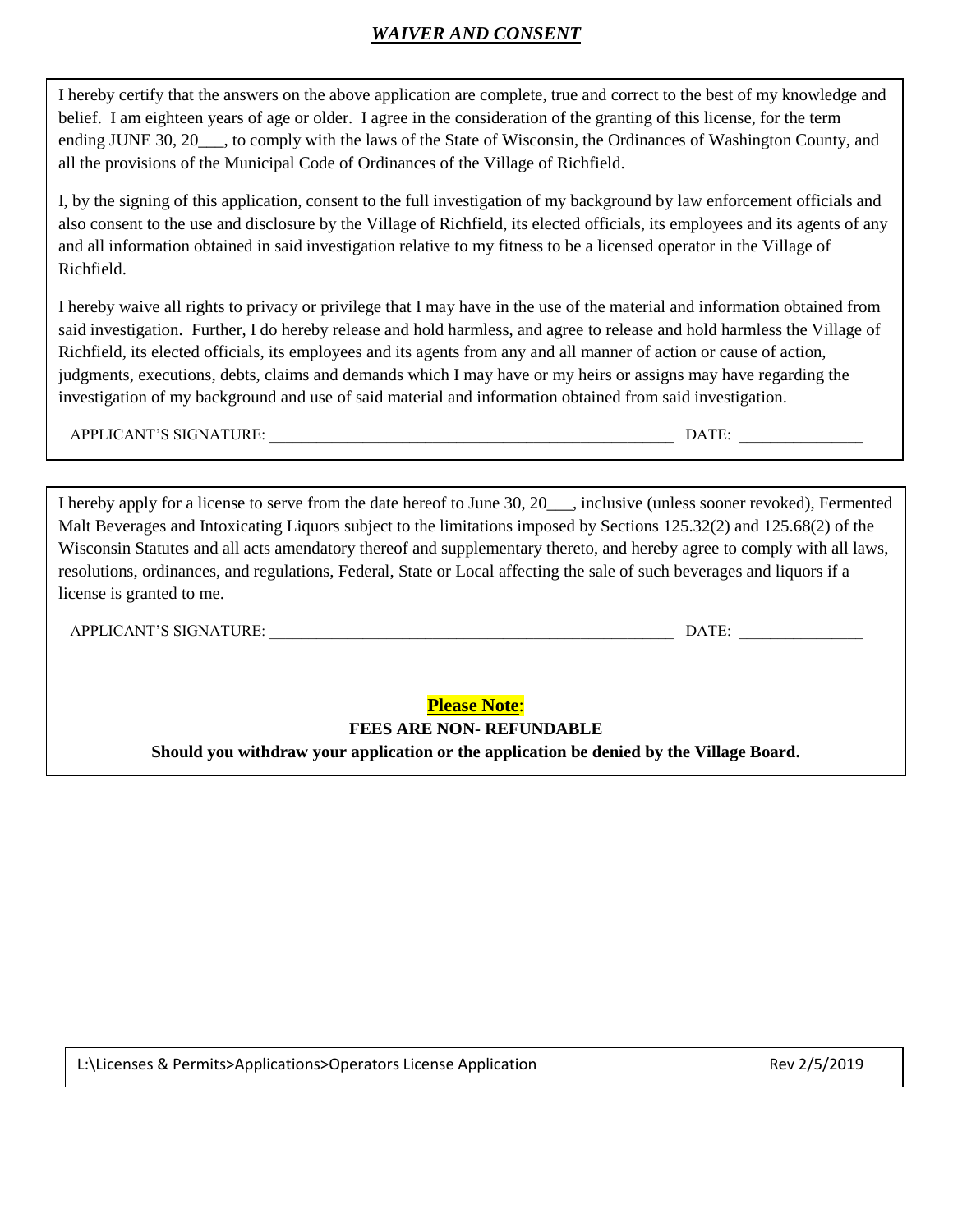## ***WAIVER AND CONSENT***

I hereby certify that the answers on the above application are complete, true and correct to the best of my knowledge and belief. I am eighteen years of age or older. I agree in the consideration of the granting of this license, for the term ending JUNE 30, 20___, to comply with the laws of the State of Wisconsin, the Ordinances of Washington County, and all the provisions of the Municipal Code of Ordinances of the Village of Richfield.

I, by the signing of this application, consent to the full investigation of my background by law enforcement officials and also consent to the use and disclosure by the Village of Richfield, its elected officials, its employees and its agents of any and all information obtained in said investigation relative to my fitness to be a licensed operator in the Village of Richfield.

I hereby waive all rights to privacy or privilege that I may have in the use of the material and information obtained from said investigation. Further, I do hereby release and hold harmless, and agree to release and hold harmless the Village of Richfield, its elected officials, its employees and its agents from any and all manner of action or cause of action, judgments, executions, debts, claims and demands which I may have or my heirs or assigns may have regarding the investigation of my background and use of said material and information obtained from said investigation.

APPLICANT'S SIGNATURE: ____________________________________________________ DATE: ________________

I hereby apply for a license to serve from the date hereof to June 30, 20___, inclusive (unless sooner revoked), Fermented Malt Beverages and Intoxicating Liquors subject to the limitations imposed by Sections 125.32(2) and 125.68(2) of the Wisconsin Statutes and all acts amendatory thereof and supplementary thereto, and hereby agree to comply with all laws, resolutions, ordinances, and regulations, Federal, State or Local affecting the sale of such beverages and liquors if a license is granted to me.

APPLICANT'S SIGNATURE: ____________________________________________________ DATE: ________________

**Please Note**:

**FEES ARE NON- REFUNDABLE**

**Should you withdraw your application or the application be denied by the Village Board.**

L:\Licenses & Permits>Applications>Operators License Application Rev 2/5/2019